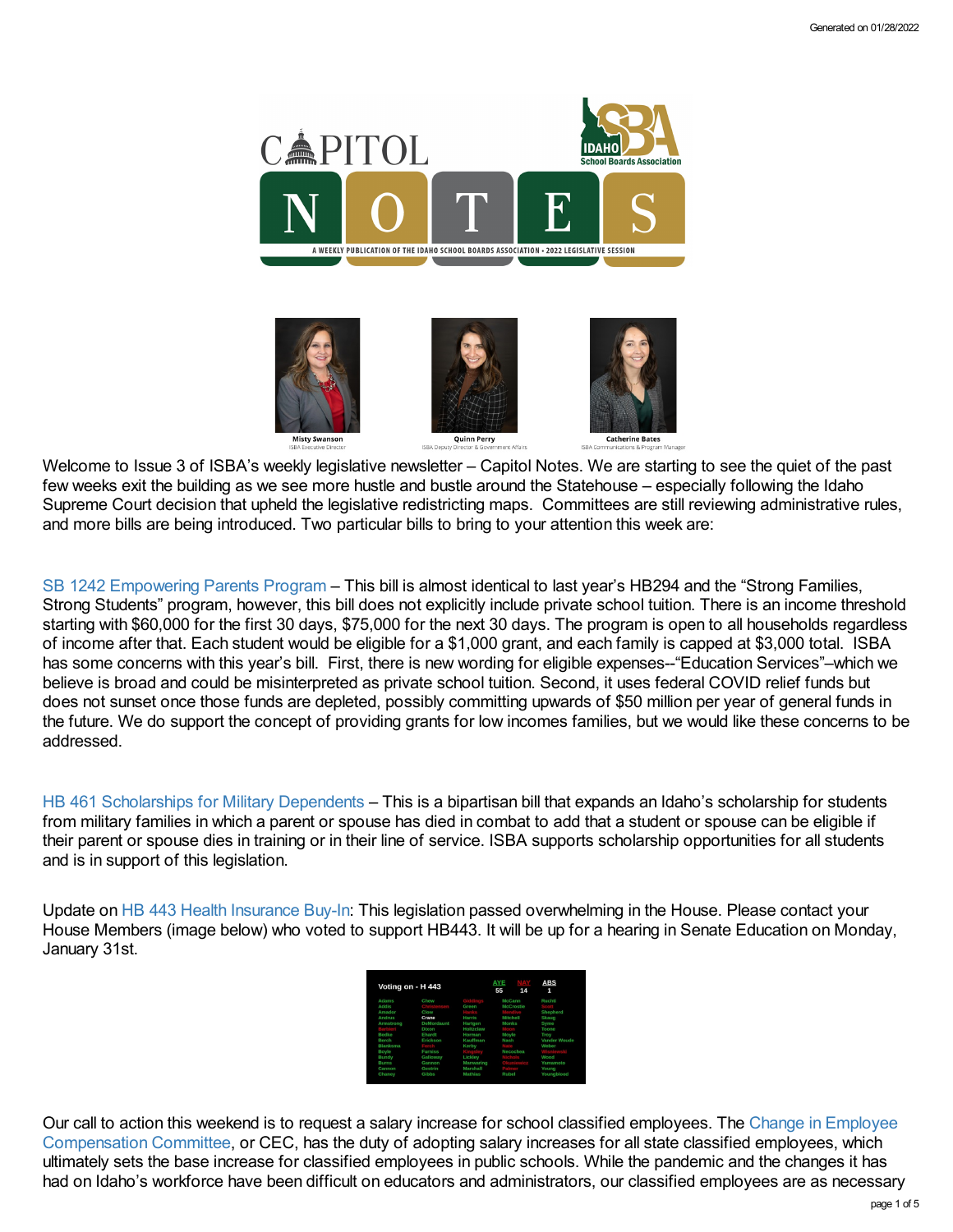# CAPITOL NOTES

A WEEKLY PUBLICATION OF THE IDAHO SCHOOL BOARDS ASSOCIATION • 2022 LEGISLATIVE SESSION

Misty Swanson
ISBA Executive Director

Quinn Perry
ISBA Deputy Director & Government Affairs

Catherine Bates
ISBA Communications & Program Manager

Welcome to Issue 3 of ISBA's weekly legislative newsletter – Capitol Notes. We are starting to see the quiet of the past few weeks exit the building as we see more hustle and bustle around the Statehouse – especially following the Idaho Supreme Court decision that upheld the legislative redistricting maps. Committees are still reviewing administrative rules, and more bills are being introduced. Two particular bills to bring to your attention this week are:

SB 1242 Empowering Parents Program – This bill is almost identical to last year's HB294 and the "Strong Families, Strong Students" program, however, this bill does not explicitly include private school tuition. There is an income threshold starting with $60,000 for the first 30 days, $75,000 for the next 30 days. The program is open to all households regardless of income after that. Each student would be eligible for a $1,000 grant, and each family is capped at $3,000 total. ISBA has some concerns with this year's bill. First, there is new wording for eligible expenses--"Education Services"–which we believe is broad and could be misinterpreted as private school tuition. Second, it uses federal COVID relief funds but does not sunset once those funds are depleted, possibly committing upwards of $50 million per year of general funds in the future. We do support the concept of providing grants for low incomes families, but we would like these concerns to be addressed.

HB 461 Scholarships for Military Dependents – This is a bipartisan bill that expands an Idaho's scholarship for students from military families in which a parent or spouse has died in combat to add that a student or spouse can be eligible if their parent or spouse dies in training or in their line of service. ISBA supports scholarship opportunities for all students and is in support of this legislation.

Update on HB 443 Health Insurance Buy-In: This legislation passed overwhelming in the House. Please contact your House Members (image below) who voted to support HB443. It will be up for a hearing in Senate Education on Monday, January 31st.

| Voting on - H 443 | AYE 55 | NAY 14 | ABS 1 |
|---|---|---|---|

| | | | | |
|---|---|---|---|---|
| Adams | Chew | Giddings | McCann | Ruchti |
| Addis | Christensen | Green | McCrostie | Scott |
| Amador | Clow | Hanks | Mendive | Shepherd |
| Andrus | Crane | Harris | Mitchell | Skaug |
| Armstrong | DeMordaunt | Hartgen | Monks | Syme |
| Barbieri | Dixon | Holtzclaw | Moon | Toone |
| Bedke | Ehardt | Horman | Moyle | Troy |
| Berch | Erickson | Kauffman | Nash | Vander Woude |
| Blanksma | Furch | Kerby | Nate | Weber |
| Boyle | Furniss | Kingsley | Necochea | Wisniewski |
| Bundy | Galloway | Lickley | Nichols | Wood |
| Burns | Gannon | Mannwaring | Ohrtman | Yamamoto |
| Cannon | Gestrin | Marshall | Palmer | Young |
| Chaney | Gibbs | Mathias | Rubel | Youngblood |

Our call to action this weekend is to request a salary increase for school classified employees. The Change in Employee Compensation Committee, or CEC, has the duty of adopting salary increases for all state classified employees, which ultimately sets the base increase for classified employees in public schools. While the pandemic and the changes it has had on Idaho's workforce have been difficult on educators and administrators, our classified employees are as necessary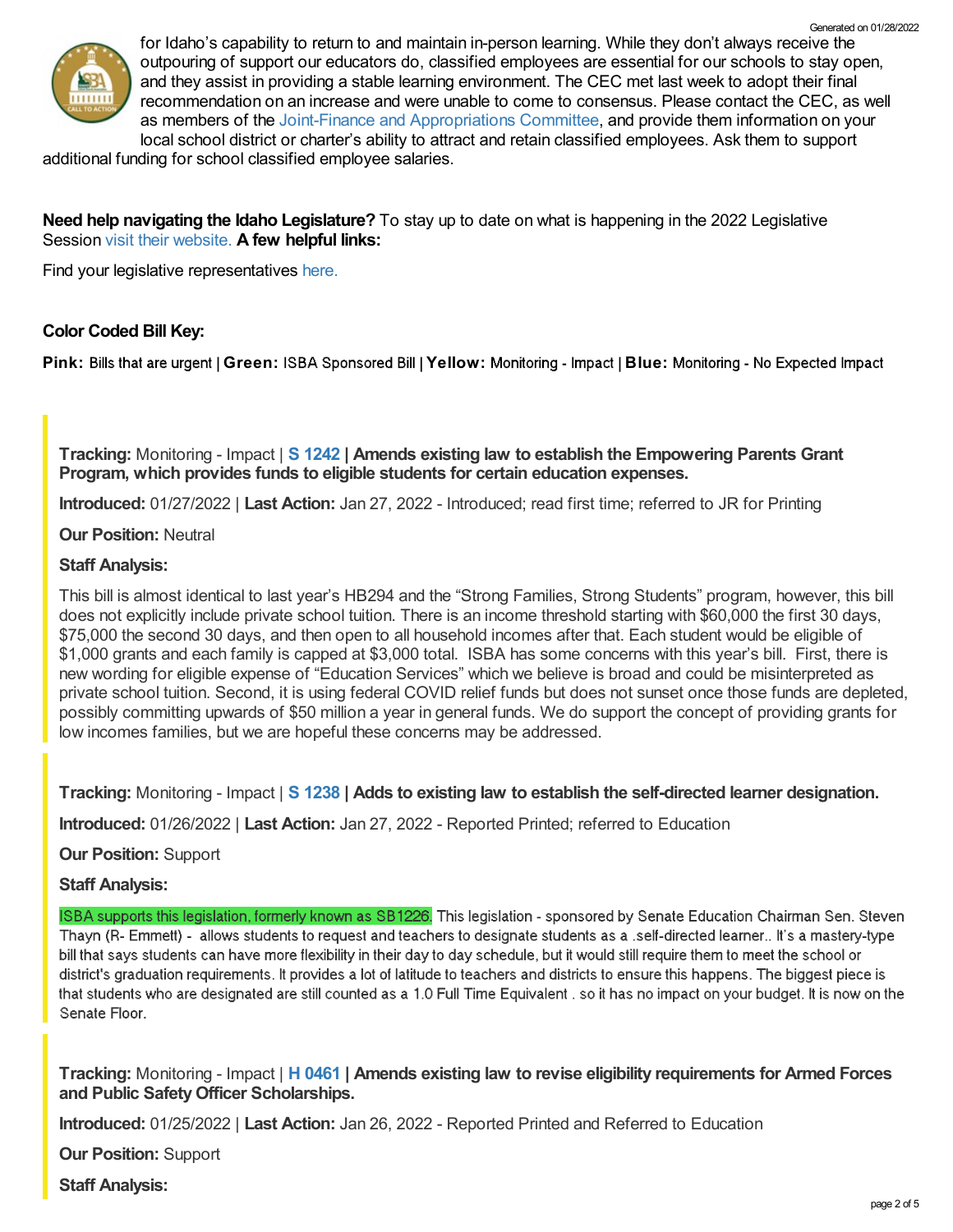for Idaho's capability to return to and maintain in-person learning. While they don't always receive the outpouring of support our educators do, classified employees are essential for our schools to stay open, and they assist in providing a stable learning environment. The CEC met last week to adopt their final recommendation on an increase and were unable to come to consensus. Please contact the CEC, as well as members of the Joint-Finance and Appropriations Committee, and provide them information on your local school district or charter's ability to attract and retain classified employees. Ask them to support additional funding for school classified employee salaries.

**Need help navigating the Idaho Legislature?** To stay up to date on what is happening in the 2022 Legislative Session visit their website. **A few helpful links:**

Find your legislative representatives here.

**Color Coded Bill Key:**

**Pink:** Bills that are urgent | **Green:** ISBA Sponsored Bill | **Yellow:** Monitoring - Impact | **Blue:** Monitoring - No Expected Impact

**Tracking:** Monitoring - Impact | **S 1242 | Amends existing law to establish the Empowering Parents Grant Program, which provides funds to eligible students for certain education expenses.**

**Introduced:** 01/27/2022 | **Last Action:** Jan 27, 2022 - Introduced; read first time; referred to JR for Printing

**Our Position:** Neutral

**Staff Analysis:**

This bill is almost identical to last year's HB294 and the "Strong Families, Strong Students" program, however, this bill does not explicitly include private school tuition. There is an income threshold starting with $60,000 the first 30 days, $75,000 the second 30 days, and then open to all household incomes after that. Each student would be eligible of $1,000 grants and each family is capped at $3,000 total. ISBA has some concerns with this year's bill. First, there is new wording for eligible expense of "Education Services" which we believe is broad and could be misinterpreted as private school tuition. Second, it is using federal COVID relief funds but does not sunset once those funds are depleted, possibly committing upwards of $50 million a year in general funds. We do support the concept of providing grants for low incomes families, but we are hopeful these concerns may be addressed.

**Tracking:** Monitoring - Impact | **S 1238 | Adds to existing law to establish the self-directed learner designation.**

**Introduced:** 01/26/2022 | **Last Action:** Jan 27, 2022 - Reported Printed; referred to Education

**Our Position:** Support

**Staff Analysis:**

ISBA supports this legislation, formerly known as SB1226. This legislation - sponsored by Senate Education Chairman Sen. Steven Thayn (R- Emmett) - allows students to request and teachers to designate students as a .self-directed learner.. It's a mastery-type bill that says students can have more flexibility in their day to day schedule, but it would still require them to meet the school or district's graduation requirements. It provides a lot of latitude to teachers and districts to ensure this happens. The biggest piece is that students who are designated are still counted as a 1.0 Full Time Equivalent . so it has no impact on your budget. It is now on the Senate Floor.

**Tracking:** Monitoring - Impact | **H 0461 | Amends existing law to revise eligibility requirements for Armed Forces and Public Safety Officer Scholarships.**

**Introduced:** 01/25/2022 | **Last Action:** Jan 26, 2022 - Reported Printed and Referred to Education

**Our Position:** Support

**Staff Analysis:**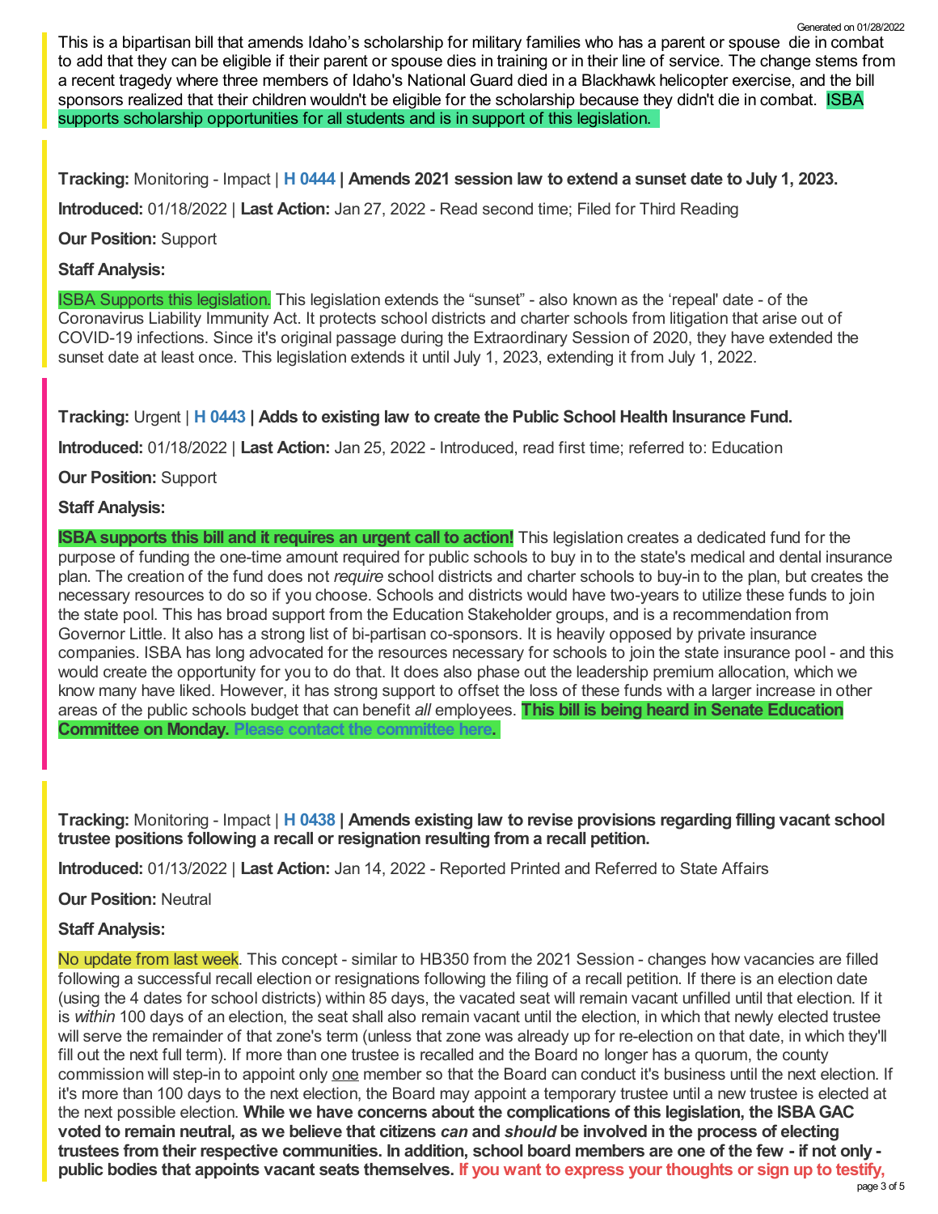This is a bipartisan bill that amends Idaho's scholarship for military families who has a parent or spouse die in combat to add that they can be eligible if their parent or spouse dies in training or in their line of service. The change stems from a recent tragedy where three members of Idaho's National Guard died in a Blackhawk helicopter exercise, and the bill sponsors realized that their children wouldn't be eligible for the scholarship because they didn't die in combat. ISBA supports scholarship opportunities for all students and is in support of this legislation.

**Tracking:** Monitoring - Impact | **H 0444 | Amends 2021 session law to extend a sunset date to July 1, 2023.**

**Introduced:** 01/18/2022 | **Last Action:** Jan 27, 2022 - Read second time; Filed for Third Reading

**Our Position:** Support

**Staff Analysis:**

ISBA Supports this legislation. This legislation extends the "sunset" - also known as the 'repeal' date - of the Coronavirus Liability Immunity Act. It protects school districts and charter schools from litigation that arise out of COVID-19 infections. Since it's original passage during the Extraordinary Session of 2020, they have extended the sunset date at least once. This legislation extends it until July 1, 2023, extending it from July 1, 2022.

**Tracking:** Urgent | **H 0443 | Adds to existing law to create the Public School Health Insurance Fund.**

**Introduced:** 01/18/2022 | **Last Action:** Jan 25, 2022 - Introduced, read first time; referred to: Education

**Our Position:** Support

**Staff Analysis:**

**ISBA supports this bill and it requires an urgent call to action!** This legislation creates a dedicated fund for the purpose of funding the one-time amount required for public schools to buy in to the state's medical and dental insurance plan. The creation of the fund does not *require* school districts and charter schools to buy-in to the plan, but creates the necessary resources to do so if you choose. Schools and districts would have two-years to utilize these funds to join the state pool. This has broad support from the Education Stakeholder groups, and is a recommendation from Governor Little. It also has a strong list of bi-partisan co-sponsors. It is heavily opposed by private insurance companies. ISBA has long advocated for the resources necessary for schools to join the state insurance pool - and this would create the opportunity for you to do that. It does also phase out the leadership premium allocation, which we know many have liked. However, it has strong support to offset the loss of these funds with a larger increase in other areas of the public schools budget that can benefit *all* employees. **This bill is being heard in Senate Education Committee on Monday. Please contact the committee here.**

**Tracking:** Monitoring - Impact | **H 0438 | Amends existing law to revise provisions regarding filling vacant school trustee positions following a recall or resignation resulting from a recall petition.**

**Introduced:** 01/13/2022 | **Last Action:** Jan 14, 2022 - Reported Printed and Referred to State Affairs

**Our Position:** Neutral

**Staff Analysis:**

No update from last week. This concept - similar to HB350 from the 2021 Session - changes how vacancies are filled following a successful recall election or resignations following the filing of a recall petition. If there is an election date (using the 4 dates for school districts) within 85 days, the vacated seat will remain vacant unfilled until that election. If it is *within* 100 days of an election, the seat shall also remain vacant until the election, in which that newly elected trustee will serve the remainder of that zone's term (unless that zone was already up for re-election on that date, in which they'll fill out the next full term). If more than one trustee is recalled and the Board no longer has a quorum, the county commission will step-in to appoint only one member so that the Board can conduct it's business until the next election. If it's more than 100 days to the next election, the Board may appoint a temporary trustee until a new trustee is elected at the next possible election. **While we have concerns about the complications of this legislation, the ISBA GAC voted to remain neutral, as we believe that citizens *can* and *should* be involved in the process of electing trustees from their respective communities. In addition, school board members are one of the few - if not only - public bodies that appoints vacant seats themselves. If you want to express your thoughts or sign up to testify,**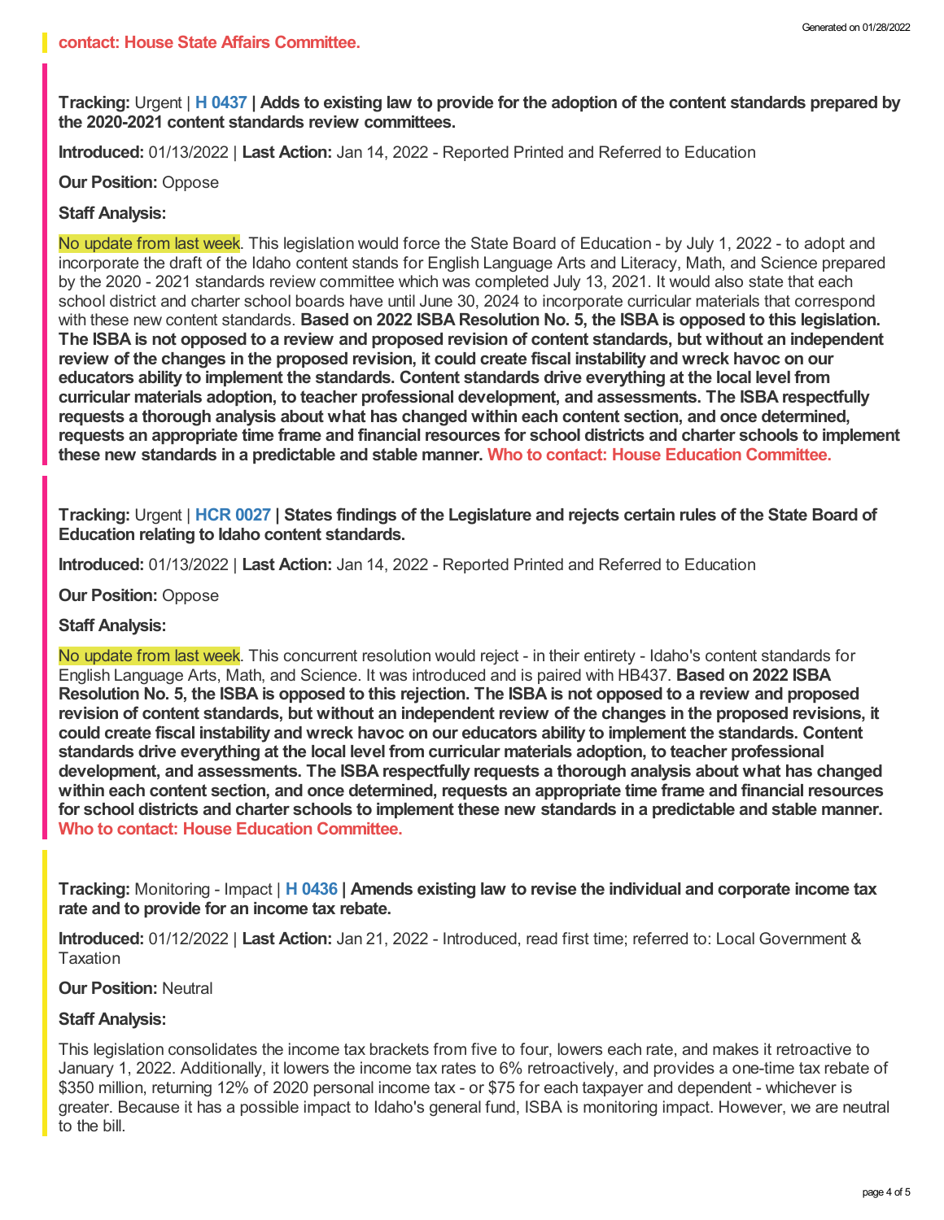**contact: House State Affairs Committee.**

**Tracking:** Urgent | **H 0437 | Adds to existing law to provide for the adoption of the content standards prepared by the 2020-2021 content standards review committees.**

**Introduced:** 01/13/2022 | **Last Action:** Jan 14, 2022 - Reported Printed and Referred to Education

**Our Position:** Oppose

**Staff Analysis:**

No update from last week. This legislation would force the State Board of Education - by July 1, 2022 - to adopt and incorporate the draft of the Idaho content stands for English Language Arts and Literacy, Math, and Science prepared by the 2020 - 2021 standards review committee which was completed July 13, 2021. It would also state that each school district and charter school boards have until June 30, 2024 to incorporate curricular materials that correspond with these new content standards. **Based on 2022 ISBA Resolution No. 5, the ISBA is opposed to this legislation. The ISBA is not opposed to a review and proposed revision of content standards, but without an independent review of the changes in the proposed revision, it could create fiscal instability and wreck havoc on our educators ability to implement the standards. Content standards drive everything at the local level from curricular materials adoption, to teacher professional development, and assessments. The ISBA respectfully requests a thorough analysis about what has changed within each content section, and once determined, requests an appropriate time frame and financial resources for school districts and charter schools to implement these new standards in a predictable and stable manner. Who to contact: House Education Committee.**

**Tracking:** Urgent | **HCR 0027 | States findings of the Legislature and rejects certain rules of the State Board of Education relating to Idaho content standards.**

**Introduced:** 01/13/2022 | **Last Action:** Jan 14, 2022 - Reported Printed and Referred to Education

**Our Position:** Oppose

**Staff Analysis:**

No update from last week. This concurrent resolution would reject - in their entirety - Idaho's content standards for English Language Arts, Math, and Science. It was introduced and is paired with HB437. **Based on 2022 ISBA Resolution No. 5, the ISBA is opposed to this rejection. The ISBA is not opposed to a review and proposed revision of content standards, but without an independent review of the changes in the proposed revisions, it could create fiscal instability and wreck havoc on our educators ability to implement the standards. Content standards drive everything at the local level from curricular materials adoption, to teacher professional development, and assessments. The ISBA respectfully requests a thorough analysis about what has changed within each content section, and once determined, requests an appropriate time frame and financial resources for school districts and charter schools to implement these new standards in a predictable and stable manner. Who to contact: House Education Committee.**

**Tracking:** Monitoring - Impact | **H 0436 | Amends existing law to revise the individual and corporate income tax rate and to provide for an income tax rebate.**

**Introduced:** 01/12/2022 | **Last Action:** Jan 21, 2022 - Introduced, read first time; referred to: Local Government & Taxation

**Our Position:** Neutral

**Staff Analysis:**

This legislation consolidates the income tax brackets from five to four, lowers each rate, and makes it retroactive to January 1, 2022. Additionally, it lowers the income tax rates to 6% retroactively, and provides a one-time tax rebate of $350 million, returning 12% of 2020 personal income tax - or $75 for each taxpayer and dependent - whichever is greater. Because it has a possible impact to Idaho's general fund, ISBA is monitoring impact. However, we are neutral to the bill.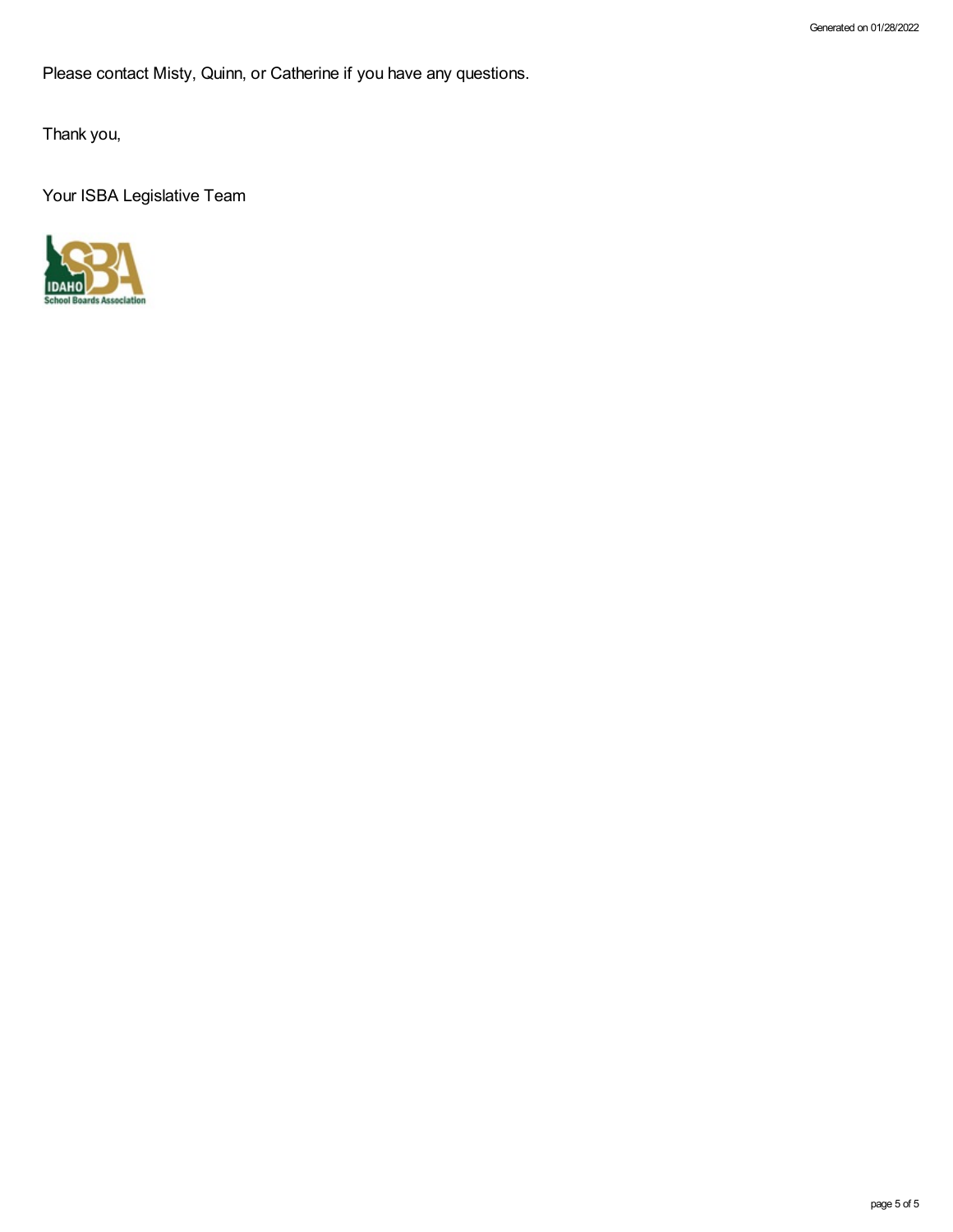Please contact Misty, Quinn, or Catherine if you have any questions.

Thank you,

Your ISBA Legislative Team